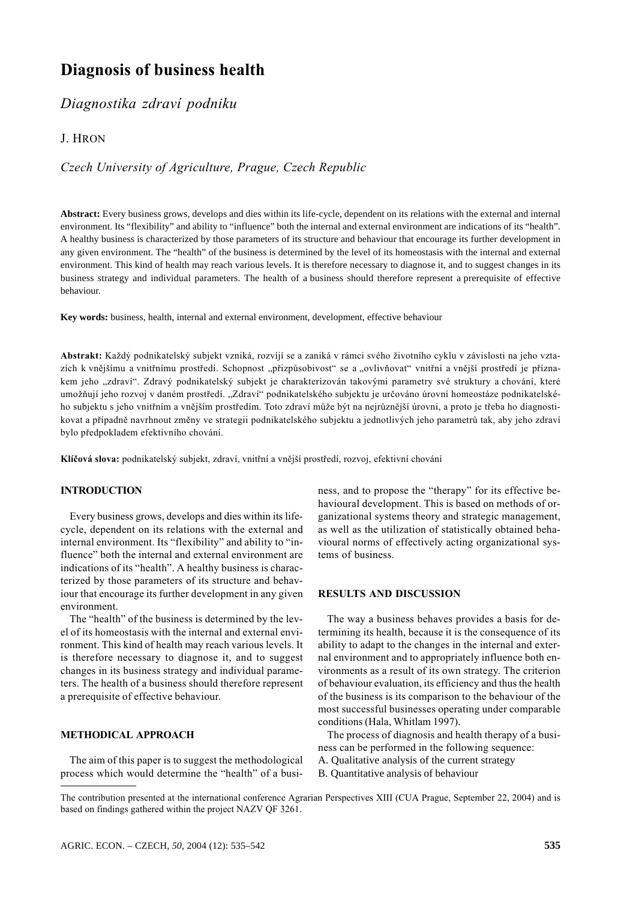# Diagnosis of business health

## *Diagnostika zdraví podniku*

J. HRON

*Czech University of Agriculture, Prague, Czech Republic*

**Abstract:** Every business grows, develops and dies within its life-cycle, dependent on its relations with the external and internal environment. Its "flexibility" and ability to "influence" both the internal and external environment are indications of its "health". A healthy business is characterized by those parameters of its structure and behaviour that encourage its further development in any given environment. The "health" of the business is determined by the level of its homeostasis with the internal and external environment. This kind of health may reach various levels. It is therefore necessary to diagnose it, and to suggest changes in its business strategy and individual parameters. The health of a business should therefore represent a prerequisite of effective behaviour.

**Key words:** business, health, internal and external environment, development, effective behaviour

**Abstrakt:** Každý podnikatelský subjekt vzniká, rozvíjí se a zaniká v rámci svého životního cyklu v závislosti na jeho vztazích k vnějšímu a vnitřnímu prostředí. Schopnost „přizpůsobivost" se a „ovlivňovat" vnitřní a vnější prostředí je příznakem jeho „zdraví". Zdravý podnikatelský subjekt je charakterizován takovými parametry své struktury a chování, které umožňují jeho rozvoj v daném prostředí. „Zdraví" podnikatelského subjektu je určováno úrovní homeostáze podnikatelského subjektu s jeho vnitřním a vnějším prostředím. Toto zdraví může být na nejrůznější úrovni, a proto je třeba ho diagnostikovat a případně navrhnout změny ve strategii podnikatelského subjektu a jednotlivých jeho parametrů tak, aby jeho zdraví bylo předpokladem efektivního chování.

**Klíčová slova:** podnikatelský subjekt, zdraví, vnitřní a vnější prostředí, rozvoj, efektivní chování

## INTRODUCTION

Every business grows, develops and dies within its life-cycle, dependent on its relations with the external and internal environment. Its "flexibility" and ability to "influence" both the internal and external environment are indications of its "health". A healthy business is characterized by those parameters of its structure and behaviour that encourage its further development in any given environment.

The "health" of the business is determined by the level of its homeostasis with the internal and external environment. This kind of health may reach various levels. It is therefore necessary to diagnose it, and to suggest changes in its business strategy and individual parameters. The health of a business should therefore represent a prerequisite of effective behaviour.

## METHODICAL APPROACH

The aim of this paper is to suggest the methodological process which would determine the "health" of a business, and to propose the "therapy" for its effective behavioural development. This is based on methods of organizational systems theory and strategic management, as well as the utilization of statistically obtained behavioural norms of effectively acting organizational systems of business.

## RESULTS AND DISCUSSION

The way a business behaves provides a basis for determining its health, because it is the consequence of its ability to adapt to the changes in the internal and external environment and to appropriately influence both environments as a result of its own strategy. The criterion of behaviour evaluation, its efficiency and thus the health of the business is its comparison to the behaviour of the most successful businesses operating under comparable conditions (Hala, Whitlam 1997).

The process of diagnosis and health therapy of a business can be performed in the following sequence:

A. Qualitative analysis of the current strategy
B. Quantitative analysis of behaviour

The contribution presented at the international conference Agrarian Perspectives XIII (CUA Prague, September 22, 2004) and is based on findings gathered within the project NAZV QF 3261.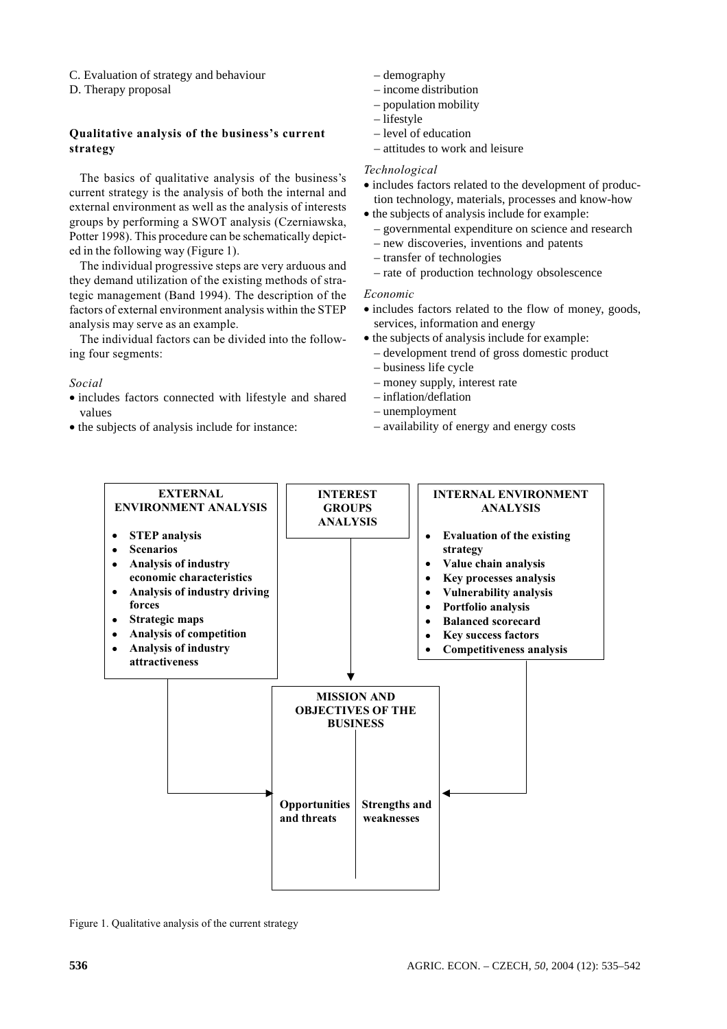C. Evaluation of strategy and behaviour

D. Therapy proposal

### Qualitative analysis of the business's current strategy

The basics of qualitative analysis of the business's current strategy is the analysis of both the internal and external environment as well as the analysis of interests groups by performing a SWOT analysis (Czerniawska, Potter 1998). This procedure can be schematically depicted in the following way (Figure 1).

The individual progressive steps are very arduous and they demand utilization of the existing methods of strategic management (Band 1994). The description of the factors of external environment analysis within the STEP analysis may serve as an example.

The individual factors can be divided into the following four segments:

*Social*

- includes factors connected with lifestyle and shared values
- the subjects of analysis include for instance:
  - demography
  - income distribution
  - population mobility
  - lifestyle
  - level of education
  - attitudes to work and leisure

*Technological*

- includes factors related to the development of production technology, materials, processes and know-how
- the subjects of analysis include for example:
  - governmental expenditure on science and research
  - new discoveries, inventions and patents
  - transfer of technologies
  - rate of production technology obsolescence

*Economic*

- includes factors related to the flow of money, goods, services, information and energy
- the subjects of analysis include for example:
  - development trend of gross domestic product
  - business life cycle
  - money supply, interest rate
  - inflation/deflation
  - unemployment
  - availability of energy and energy costs

**EXTERNAL ENVIRONMENT ANALYSIS**

- **STEP analysis**
- **Scenarios**
- **Analysis of industry economic characteristics**
- **Analysis of industry driving forces**
- **Strategic maps**
- **Analysis of competition**
- **Analysis of industry attractiveness**

**INTEREST GROUPS ANALYSIS**

**INTERNAL ENVIRONMENT ANALYSIS**

- **Evaluation of the existing strategy**
- **Value chain analysis**
- **Key processes analysis**
- **Vulnerability analysis**
- **Portfolio analysis**
- **Balanced scorecard**
- **Key success factors**
- **Competitiveness analysis**

**MISSION AND OBJECTIVES OF THE BUSINESS**

**Opportunities and threats** | **Strengths and weaknesses**

Figure 1. Qualitative analysis of the current strategy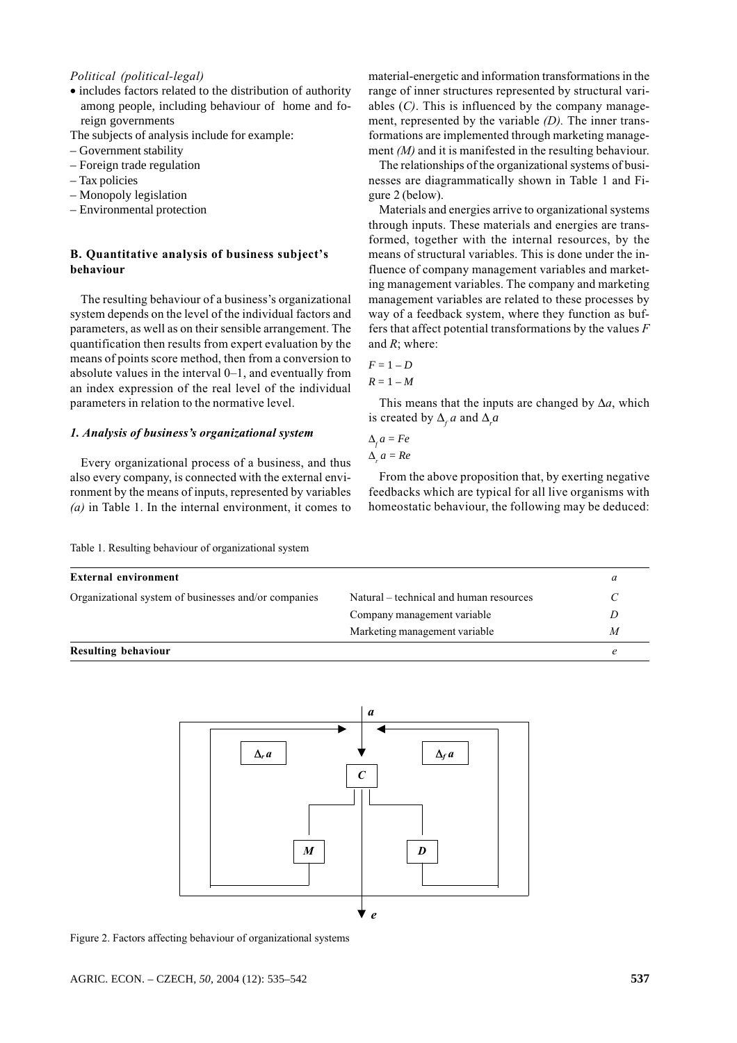*Political (political-legal)*

- includes factors related to the distribution of authority among people, including behaviour of home and foreign governments

The subjects of analysis include for example:

– Government stability
– Foreign trade regulation
– Tax policies
– Monopoly legislation
– Environmental protection

### B. Quantitative analysis of business subject's behaviour

The resulting behaviour of a business's organizational system depends on the level of the individual factors and parameters, as well as on their sensible arrangement. The quantification then results from expert evaluation by the means of points score method, then from a conversion to absolute values in the interval 0–1, and eventually from an index expression of the real level of the individual parameters in relation to the normative level.

#### *1. Analysis of business's organizational system*

Every organizational process of a business, and thus also every company, is connected with the external environment by the means of inputs, represented by variables *(a)* in Table 1. In the internal environment, it comes to material-energetic and information transformations in the range of inner structures represented by structural variables (*C*). This is influenced by the company management, represented by the variable *(D).* The inner transformations are implemented through marketing management *(M)* and it is manifested in the resulting behaviour.

The relationships of the organizational systems of businesses are diagrammatically shown in Table 1 and Figure 2 (below).

Materials and energies arrive to organizational systems through inputs. These materials and energies are transformed, together with the internal resources, by the means of structural variables. This is done under the influence of company management variables and marketing management variables. The company and marketing management variables are related to these processes by way of a feedback system, where they function as buffers that affect potential transformations by the values *F* and *R*; where:

$$F = 1 - D$$

$$R = 1 - M$$

This means that the inputs are changed by $\Delta a$, which is created by $\Delta_f a$ and $\Delta_r a$

$$\Delta_f a = Fe$$

$$\Delta_r a = Re$$

From the above proposition that, by exerting negative feedbacks which are typical for all live organisms with homeostatic behaviour, the following may be deduced:

Table 1. Resulting behaviour of organizational system

| **External environment** | | *a* |
|---|---|---|
| Organizational system of businesses and/or companies | Natural – technical and human resources | *C* |
| | Company management variable | *D* |
| | Marketing management variable | *M* |
| **Resulting behaviour** | | *e* |

Figure 2. Factors affecting behaviour of organizational systems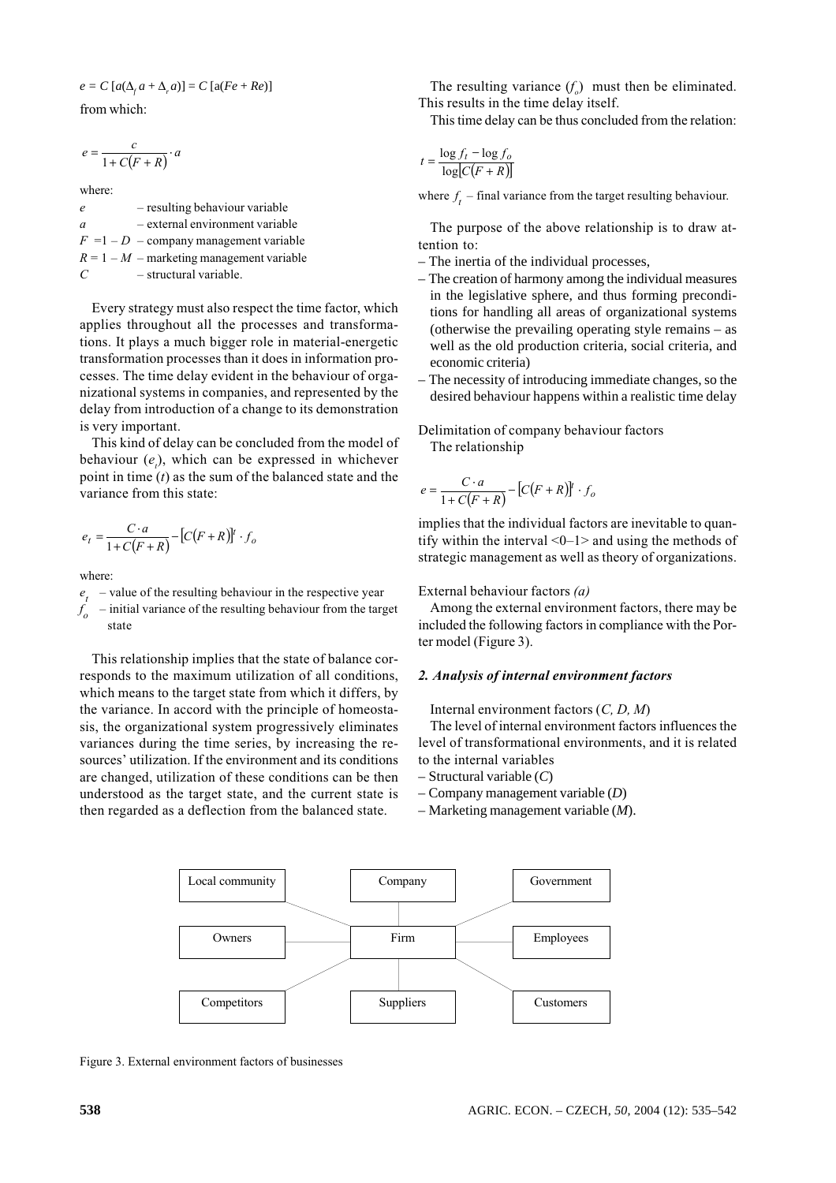$e = C [a(\Delta_f a + \Delta_r a)] = C [a(Fe + Re)]$

from which:

$$e = \frac{c}{1 + C(F + R)} \cdot a$$

where:

$e$ – resulting behaviour variable
$a$ – external environment variable
$F = 1 - D$ – company management variable
$R = 1 - M$ – marketing management variable
$C$ – structural variable.

Every strategy must also respect the time factor, which applies throughout all the processes and transformations. It plays a much bigger role in material-energetic transformation processes than it does in information processes. The time delay evident in the behaviour of organizational systems in companies, and represented by the delay from introduction of a change to its demonstration is very important.

This kind of delay can be concluded from the model of behaviour ($e_t$), which can be expressed in whichever point in time ($t$) as the sum of the balanced state and the variance from this state:

$$e_t = \frac{C \cdot a}{1 + C(F + R)} - [C(F + R)]^t \cdot f_o$$

where:

$e_t$ – value of the resulting behaviour in the respective year
$f_o$ – initial variance of the resulting behaviour from the target state

This relationship implies that the state of balance corresponds to the maximum utilization of all conditions, which means to the target state from which it differs, by the variance. In accord with the principle of homeostasis, the organizational system progressively eliminates variances during the time series, by increasing the resources' utilization. If the environment and its conditions are changed, utilization of these conditions can be then understood as the target state, and the current state is then regarded as a deflection from the balanced state.

The resulting variance ($f_o$) must then be eliminated. This results in the time delay itself.

This time delay can be thus concluded from the relation:

$$t = \frac{\log f_t - \log f_o}{\log[C(F + R)]}$$

where $f_t$ – final variance from the target resulting behaviour.

The purpose of the above relationship is to draw attention to:

– The inertia of the individual processes,
– The creation of harmony among the individual measures in the legislative sphere, and thus forming preconditions for handling all areas of organizational systems (otherwise the prevailing operating style remains – as well as the old production criteria, social criteria, and economic criteria)
– The necessity of introducing immediate changes, so the desired behaviour happens within a realistic time delay

Delimitation of company behaviour factors

The relationship

$$e = \frac{C \cdot a}{1 + C(F + R)} - [C(F + R)]^t \cdot f_o$$

implies that the individual factors are inevitable to quantify within the interval <0–1> and using the methods of strategic management as well as theory of organizations.

External behaviour factors *(a)*

Among the external environment factors, there may be included the following factors in compliance with the Porter model (Figure 3).

## *2. Analysis of internal environment factors*

Internal environment factors (*C, D, M*)

The level of internal environment factors influences the level of transformational environments, and it is related to the internal variables

– Structural variable (*C*)
– Company management variable (*D*)
– Marketing management variable (*M*).

Local community | Company | Government
Owners | Firm | Employees
Competitors | Suppliers | Customers

Figure 3. External environment factors of businesses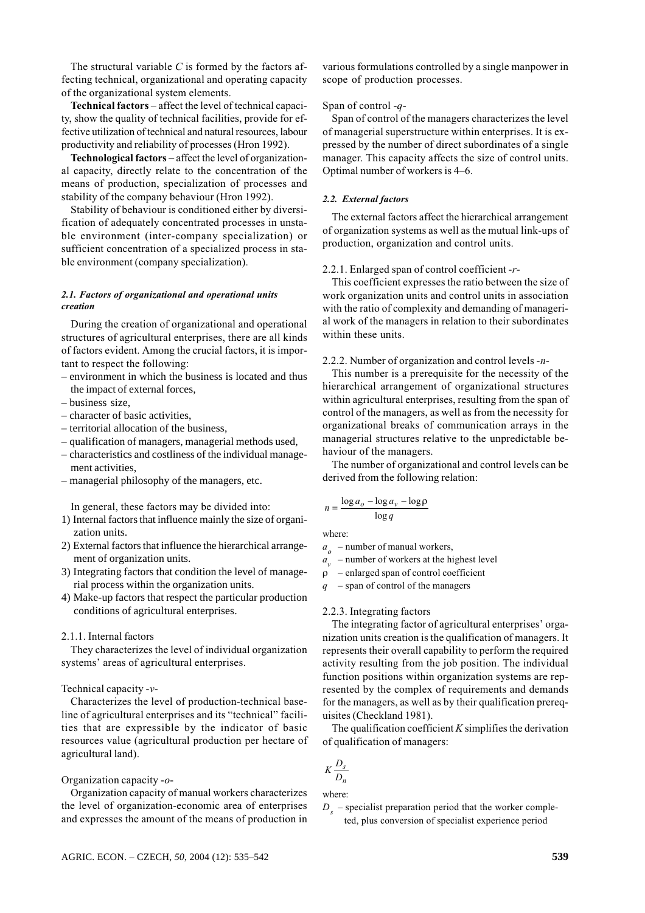The structural variable $C$ is formed by the factors affecting technical, organizational and operating capacity of the organizational system elements.

**Technical factors** – affect the level of technical capacity, show the quality of technical facilities, provide for effective utilization of technical and natural resources, labour productivity and reliability of processes (Hron 1992).

**Technological factors** – affect the level of organizational capacity, directly relate to the concentration of the means of production, specialization of processes and stability of the company behaviour (Hron 1992).

Stability of behaviour is conditioned either by diversification of adequately concentrated processes in unstable environment (inter-company specialization) or sufficient concentration of a specialized process in stable environment (company specialization).

#### *2.1. Factors of organizational and operational units creation*

During the creation of organizational and operational structures of agricultural enterprises, there are all kinds of factors evident. Among the crucial factors, it is important to respect the following:

- environment in which the business is located and thus the impact of external forces,
- business size,
- character of basic activities,
- territorial allocation of the business,
- qualification of managers, managerial methods used,
- characteristics and costliness of the individual management activities,
- managerial philosophy of the managers, etc.

In general, these factors may be divided into:

1) Internal factors that influence mainly the size of organization units.
2) External factors that influence the hierarchical arrangement of organization units.
3) Integrating factors that condition the level of managerial process within the organization units.
4) Make-up factors that respect the particular production conditions of agricultural enterprises.

2.1.1. Internal factors

They characterizes the level of individual organization systems' areas of agricultural enterprises.

Technical capacity -$v$-

Characterizes the level of production-technical baseline of agricultural enterprises and its "technical" facilities that are expressible by the indicator of basic resources value (agricultural production per hectare of agricultural land).

Organization capacity -$o$-

Organization capacity of manual workers characterizes the level of organization-economic area of enterprises and expresses the amount of the means of production in various formulations controlled by a single manpower in scope of production processes.

Span of control -$q$-

Span of control of the managers characterizes the level of managerial superstructure within enterprises. It is expressed by the number of direct subordinates of a single manager. This capacity affects the size of control units. Optimal number of workers is 4–6.

#### *2.2. External factors*

The external factors affect the hierarchical arrangement of organization systems as well as the mutual link-ups of production, organization and control units.

2.2.1. Enlarged span of control coefficient -$r$-

This coefficient expresses the ratio between the size of work organization units and control units in association with the ratio of complexity and demanding of managerial work of the managers in relation to their subordinates within these units.

2.2.2. Number of organization and control levels -$n$-

This number is a prerequisite for the necessity of the hierarchical arrangement of organizational structures within agricultural enterprises, resulting from the span of control of the managers, as well as from the necessity for organizational breaks of communication arrays in the managerial structures relative to the unpredictable behaviour of the managers.

The number of organizational and control levels can be derived from the following relation:

$$n = \frac{\log a_o - \log a_v - \log \rho}{\log q}$$

where:

$a_o$ – number of manual workers,
$a_v$ – number of workers at the highest level
$\rho$ – enlarged span of control coefficient
$q$ – span of control of the managers

2.2.3. Integrating factors

The integrating factor of agricultural enterprises' organization units creation is the qualification of managers. It represents their overall capability to perform the required activity resulting from the job position. The individual function positions within organization systems are represented by the complex of requirements and demands for the managers, as well as by their qualification prerequisites (Checkland 1981).

The qualification coefficient $K$ simplifies the derivation of qualification of managers:

$$K \frac{D_s}{D_n}$$

where:

$D_s$ – specialist preparation period that the worker completed, plus conversion of specialist experience period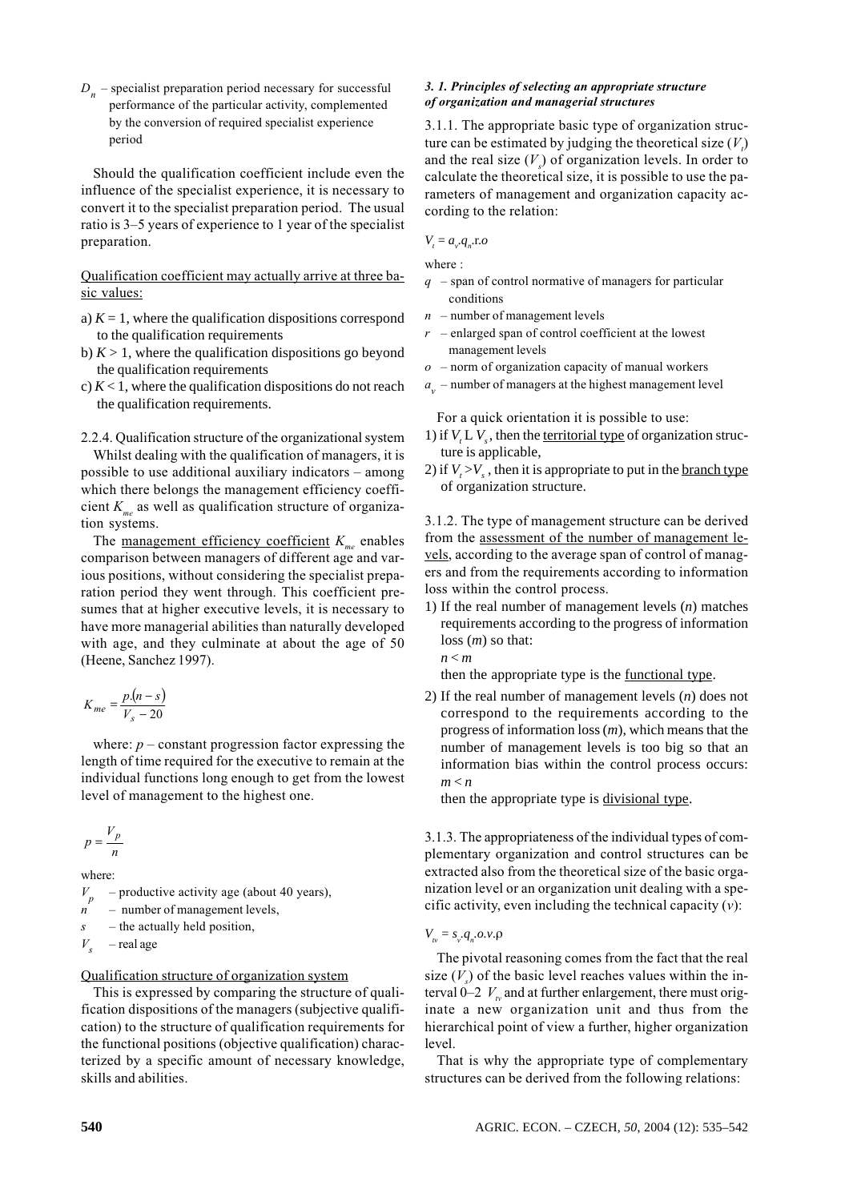$D_n$ – specialist preparation period necessary for successful performance of the particular activity, complemented by the conversion of required specialist experience period

Should the qualification coefficient include even the influence of the specialist experience, it is necessary to convert it to the specialist preparation period. The usual ratio is 3–5 years of experience to 1 year of the specialist preparation.

Qualification coefficient may actually arrive at three basic values:

a) $K = 1$, where the qualification dispositions correspond to the qualification requirements
b) $K > 1$, where the qualification dispositions go beyond the qualification requirements
c) $K < 1$, where the qualification dispositions do not reach the qualification requirements.

2.2.4. Qualification structure of the organizational system

Whilst dealing with the qualification of managers, it is possible to use additional auxiliary indicators – among which there belongs the management efficiency coefficient $K_{me}$ as well as qualification structure of organization systems.

The management efficiency coefficient $K_{me}$ enables comparison between managers of different age and various positions, without considering the specialist preparation period they went through. This coefficient presumes that at higher executive levels, it is necessary to have more managerial abilities than naturally developed with age, and they culminate at about the age of 50 (Heene, Sanchez 1997).

$$K_{me} = \frac{p.(n-s)}{V_s - 20}$$

where: $p$ – constant progression factor expressing the length of time required for the executive to remain at the individual functions long enough to get from the lowest level of management to the highest one.

$$p = \frac{V_p}{n}$$

where:
$V_p$ – productive activity age (about 40 years),
$n$ – number of management levels,
$s$ – the actually held position,
$V_s$ – real age

Qualification structure of organization system

This is expressed by comparing the structure of qualification dispositions of the managers (subjective qualification) to the structure of qualification requirements for the functional positions (objective qualification) characterized by a specific amount of necessary knowledge, skills and abilities.

### *3. 1. Principles of selecting an appropriate structure of organization and managerial structures*

3.1.1. The appropriate basic type of organization structure can be estimated by judging the theoretical size ($V_t$) and the real size ($V_s$) of organization levels. In order to calculate the theoretical size, it is possible to use the parameters of management and organization capacity according to the relation:

$$V_t = a_v.q_n.r.o$$

where :
$q$ – span of control normative of managers for particular conditions
$n$ – number of management levels
$r$ – enlarged span of control coefficient at the lowest management levels
$o$ – norm of organization capacity of manual workers
$a_v$ – number of managers at the highest management level

For a quick orientation it is possible to use:

1) if $V_t$ L $V_s$, then the territorial type of organization structure is applicable,
2) if $V_t > V_s$, then it is appropriate to put in the branch type of organization structure.

3.1.2. The type of management structure can be derived from the assessment of the number of management levels, according to the average span of control of managers and from the requirements according to information loss within the control process.

1) If the real number of management levels ($n$) matches requirements according to the progress of information loss ($m$) so that:
   $n < m$
   then the appropriate type is the functional type.
2) If the real number of management levels ($n$) does not correspond to the requirements according to the progress of information loss ($m$), which means that the number of management levels is too big so that an information bias within the control process occurs:
   $m < n$
   then the appropriate type is divisional type.

3.1.3. The appropriateness of the individual types of complementary organization and control structures can be extracted also from the theoretical size of the basic organization level or an organization unit dealing with a specific activity, even including the technical capacity ($v$):

$$V_{tv} = s_v.q_n.o.v.\rho$$

The pivotal reasoning comes from the fact that the real size ($V_s$) of the basic level reaches values within the interval 0–2 $V_{tv}$ and at further enlargement, there must originate a new organization unit and thus from the hierarchical point of view a further, higher organization level.

That is why the appropriate type of complementary structures can be derived from the following relations: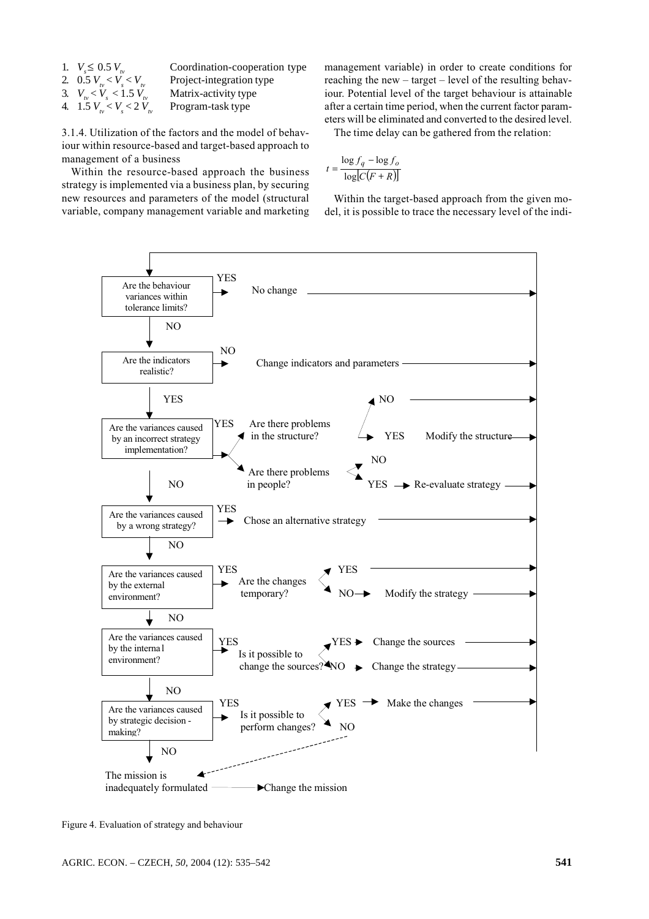1. $V_s \leq 0.5\,V_{tv}$ Coordination-cooperation type
2. $0.5\,V_{tv} < V_s < V_{tv}$ Project-integration type
3. $V_{tv} < V_s < 1.5\,V_{tv}$ Matrix-activity type
4. $1.5\,V_{tv} < V_s < 2\,V_{tv}$ Program-task type

3.1.4. Utilization of the factors and the model of behaviour within resource-based and target-based approach to management of a business

Within the resource-based approach the business strategy is implemented via a business plan, by securing new resources and parameters of the model (structural variable, company management variable and marketing management variable) in order to create conditions for reaching the new – target – level of the resulting behaviour. Potential level of the target behaviour is attainable after a certain time period, when the current factor parameters will be eliminated and converted to the desired level.

The time delay can be gathered from the relation:

$$t = \frac{\log f_q - \log f_o}{\log[C(F + R)]}$$

Within the target-based approach from the given model, it is possible to trace the necessary level of the indi-

- Are the behaviour variances within tolerance limits?
  - YES → No change
  - NO ↓
- Are the indicators realistic?
  - NO → Change indicators and parameters
  - YES ↓
- Are the variances caused by an incorrect strategy implementation?
  - YES → Are there problems in the structure?
    - NO →
    - YES → Modify the structure
  - YES → Are there problems in people?
    - NO
    - YES → Re-evaluate strategy
  - NO ↓
- Are the variances caused by a wrong strategy?
  - YES → Chose an alternative strategy
  - NO ↓
- Are the variances caused by the external environment?
  - YES → Are the changes temporary?
    - YES →
    - NO → Modify the strategy
  - NO ↓
- Are the variances caused by the internal environment?
  - YES → Is it possible to change the sources?
    - YES → Change the sources
    - NO → Change the strategy
  - NO ↓
- Are the variances caused by strategic decision-making?
  - YES → Is it possible to perform changes?
    - YES → Make the changes
    - NO → The mission is inadequately formulated
  - NO ↓
- The mission is inadequately formulated → Change the mission

Figure 4. Evaluation of strategy and behaviour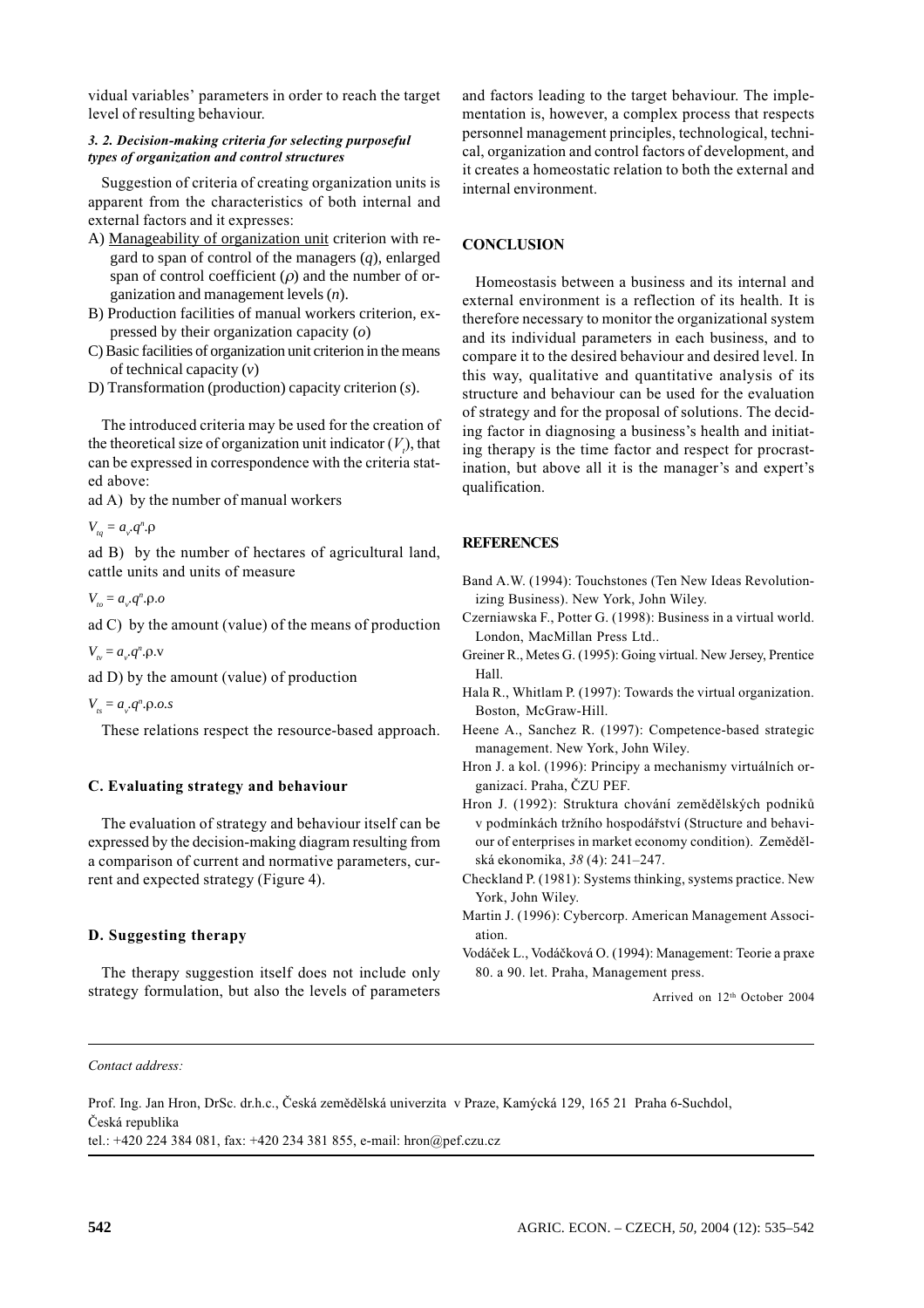vidual variables' parameters in order to reach the target level of resulting behaviour.

#### *3. 2. Decision-making criteria for selecting purposeful types of organization and control structures*

Suggestion of criteria of creating organization units is apparent from the characteristics of both internal and external factors and it expresses:

A) Manageability of organization unit criterion with regard to span of control of the managers ($q$), enlarged span of control coefficient ($\rho$) and the number of organization and management levels ($n$).

B) Production facilities of manual workers criterion, expressed by their organization capacity ($o$)

C) Basic facilities of organization unit criterion in the means of technical capacity ($v$)

D) Transformation (production) capacity criterion ($s$).

The introduced criteria may be used for the creation of the theoretical size of organization unit indicator ($V_t$), that can be expressed in correspondence with the criteria stated above:

ad A) by the number of manual workers

$V_{tq} = a_v.q^n.\rho$

ad B) by the number of hectares of agricultural land, cattle units and units of measure

$V_{to} = a_v.q^n.\rho.o$

ad C) by the amount (value) of the means of production

$V_{tv} = a_v.q^n.\rho.v$

ad D) by the amount (value) of production

$V_{ts} = a_v.q^n.\rho.o.s$

These relations respect the resource-based approach.

### C. Evaluating strategy and behaviour

The evaluation of strategy and behaviour itself can be expressed by the decision-making diagram resulting from a comparison of current and normative parameters, current and expected strategy (Figure 4).

### D. Suggesting therapy

The therapy suggestion itself does not include only strategy formulation, but also the levels of parameters and factors leading to the target behaviour. The implementation is, however, a complex process that respects personnel management principles, technological, technical, organization and control factors of development, and it creates a homeostatic relation to both the external and internal environment.

## CONCLUSION

Homeostasis between a business and its internal and external environment is a reflection of its health. It is therefore necessary to monitor the organizational system and its individual parameters in each business, and to compare it to the desired behaviour and desired level. In this way, qualitative and quantitative analysis of its structure and behaviour can be used for the evaluation of strategy and for the proposal of solutions. The deciding factor in diagnosing a business's health and initiating therapy is the time factor and respect for procrastination, but above all it is the manager's and expert's qualification.

## REFERENCES

Band A.W. (1994): Touchstones (Ten New Ideas Revolutionizing Business). New York, John Wiley.

Czerniawska F., Potter G. (1998): Business in a virtual world. London, MacMillan Press Ltd..

Greiner R., Metes G. (1995): Going virtual. New Jersey, Prentice Hall.

Hala R., Whitlam P. (1997): Towards the virtual organization. Boston, McGraw-Hill.

Heene A., Sanchez R. (1997): Competence-based strategic management. New York, John Wiley.

Hron J. a kol. (1996): Principy a mechanismy virtuálních organizací. Praha, ČZU PEF.

Hron J. (1992): Struktura chování zemědělských podniků v podmínkách tržního hospodářství (Structure and behaviour of enterprises in market economy condition). Zemědělská ekonomika, *38* (4): 241–247.

Checkland P. (1981): Systems thinking, systems practice. New York, John Wiley.

Martin J. (1996): Cybercorp. American Management Association.

Vodáček L., Vodáčková O. (1994): Management: Teorie a praxe 80. a 90. let. Praha, Management press.

Arrived on 12th October 2004

*Contact address:*

Prof. Ing. Jan Hron, DrSc. dr.h.c., Česká zemědělská univerzita v Praze, Kamýcká 129, 165 21 Praha 6-Suchdol, Česká republika
tel.: +420 224 384 081, fax: +420 234 381 855, e-mail: hron@pef.czu.cz